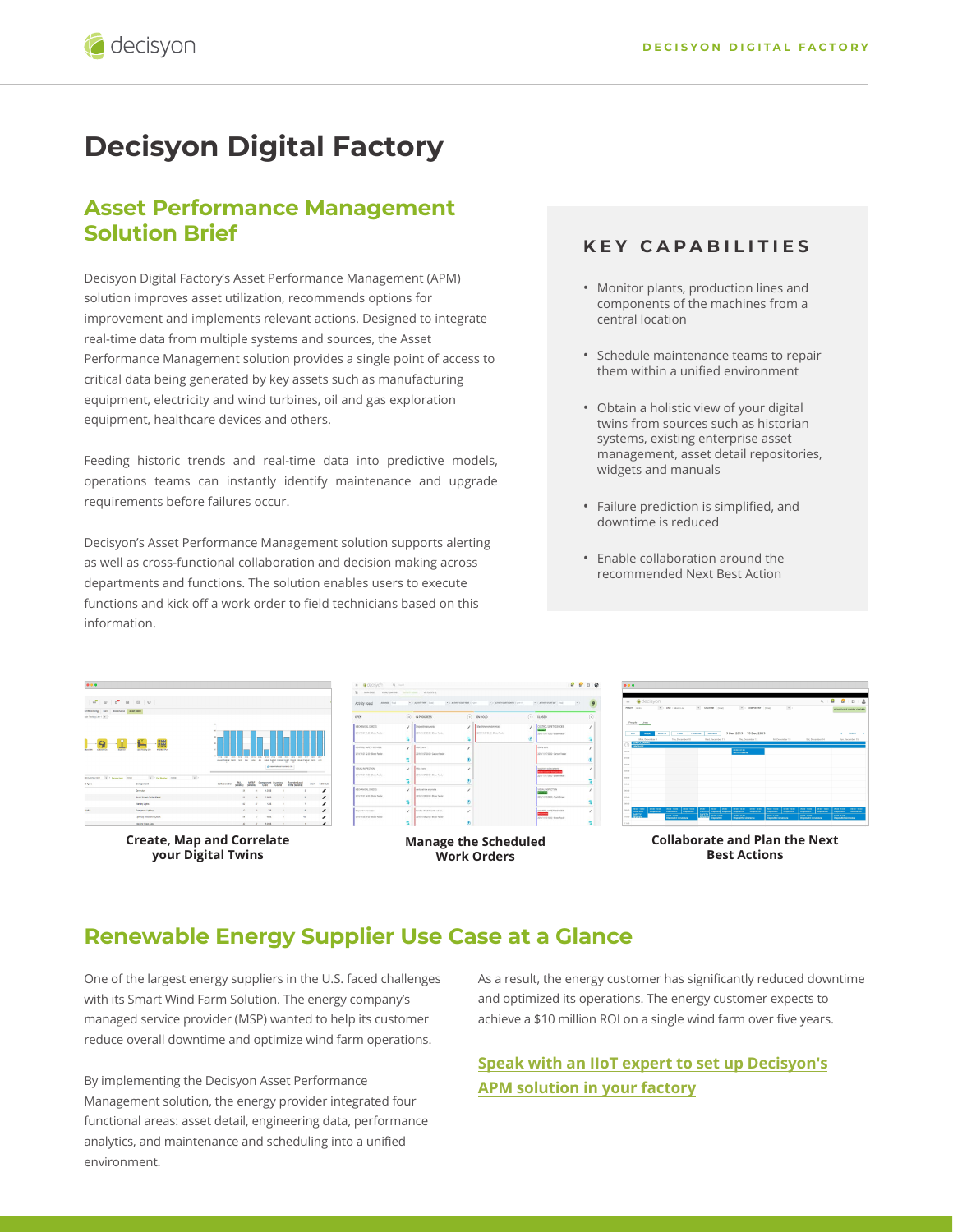# Decisyon Digital Factory

## Asset Performance Management Solution Brief

Decisyon Digital Factory's Asset Performance Management (APM) solution improves asset utilization, recommends options for improvement and implements relevant actions. Designed to integrate real-time data from multiple systems and sources, the Asset Performance Management solution provides a single point of access to critical data being generated by key assets such as manufacturing equipment, electricity and wind turbines, oil and gas exploration equipment, healthcare devices and others.

Feeding historic trends and real-time data into predictive models, operations teams can instantly identify maintenance and upgrade requirements before failures occur.

Decisyon's Asset Performance Management solution supports alerting as well as cross-functional collaboration and decision making across departments and functions. The solution enables users to execute functions and kick off a work order to field technicians based on this information.

### KEY CAPABILITIES

- Monitor plants, production lines and components of the machines from a central location
- Schedule maintenance teams to repair them within a unified environment
- Obtain a holistic view of your digital twins from sources such as historian systems, existing enterprise asset management, asset detail repositories, widgets and manuals
- Failure prediction is simplified, and downtime is reduced
- Enable collaboration around the recommended Next Best Action

**Create, Map and Correlate your Digital Twins**

**Manage the Scheduled Work Orders**

**Collaborate and Plan the Next Best Actions**

## Renewable Energy Supplier Use Case at a Glance

One of the largest energy suppliers in the U.S. faced challenges with its Smart Wind Farm Solution. The energy company's managed service provider (MSP) wanted to help its customer reduce overall downtime and optimize wind farm operations.

By implementing the Decisyon Asset Performance Management solution, the energy provider integrated four functional areas: asset detail, engineering data, performance analytics, and maintenance and scheduling into a unified environment.

As a result, the energy customer has significantly reduced downtime and optimized its operations. The energy customer expects to achieve a $10 million ROI on a single wind farm over five years.

**Speak with an IIoT expert to set up Decisyon's APM solution in your factory**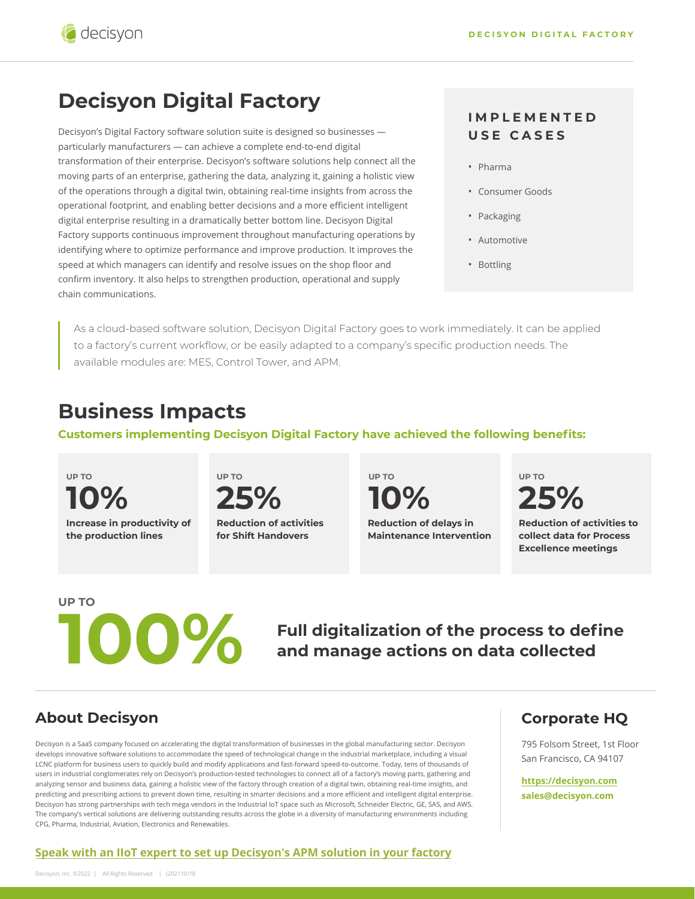# Decisyon Digital Factory

Decisyon's Digital Factory software solution suite is designed so businesses — particularly manufacturers — can achieve a complete end-to-end digital transformation of their enterprise. Decisyon's software solutions help connect all the moving parts of an enterprise, gathering the data, analyzing it, gaining a holistic view of the operations through a digital twin, obtaining real-time insights from across the operational footprint, and enabling better decisions and a more efficient intelligent digital enterprise resulting in a dramatically better bottom line. Decisyon Digital Factory supports continuous improvement throughout manufacturing operations by identifying where to optimize performance and improve production. It improves the speed at which managers can identify and resolve issues on the shop floor and confirm inventory. It also helps to strengthen production, operational and supply chain communications.

### IMPLEMENTED USE CASES

- Pharma
- Consumer Goods
- Packaging
- Automotive
- Bottling

> As a cloud-based software solution, Decisyon Digital Factory goes to work immediately. It can be applied to a factory's current workflow, or be easily adapted to a company's specific production needs. The available modules are: MES, Control Tower, and APM.

## Business Impacts

**Customers implementing Decisyon Digital Factory have achieved the following benefits:**

UP TO
**10%**
**Increase in productivity of the production lines**

UP TO
**25%**
**Reduction of activities for Shift Handovers**

UP TO
**10%**
**Reduction of delays in Maintenance Intervention**

UP TO
**25%**
**Reduction of activities to collect data for Process Excellence meetings**

UP TO
**100%**
**Full digitalization of the process to define and manage actions on data collected**

## About Decisyon

Decisyon is a SaaS company focused on accelerating the digital transformation of businesses in the global manufacturing sector. Decisyon develops innovative software solutions to accommodate the speed of technological change in the industrial marketplace, including a visual LCNC platform for business users to quickly build and modify applications and fast-forward speed-to-outcome. Today, tens of thousands of users in industrial conglomerates rely on Decisyon's production-tested technologies to connect all of a factory's moving parts, gathering and analyzing sensor and business data, gaining a holistic view of the factory through creation of a digital twin, obtaining real-time insights, and predicting and prescribing actions to prevent down time, resulting in smarter decisions and a more efficient and intelligent digital enterprise. Decisyon has strong partnerships with tech mega vendors in the Industrial IoT space such as Microsoft, Schneider Electric, GE, SAS, and AWS. The company's vertical solutions are delivering outstanding results across the globe in a diversity of manufacturing environments including CPG, Pharma, Industrial, Aviation, Electronics and Renewables.

## Corporate HQ

795 Folsom Street, 1st Floor
San Francisco, CA 94107

**https://decisyon.com**
**sales@decisyon.com**

**Speak with an IIoT expert to set up Decisyon's APM solution in your factory**

Decisyon, Inc. ©2022 | All Rights Reserved | (20211019)